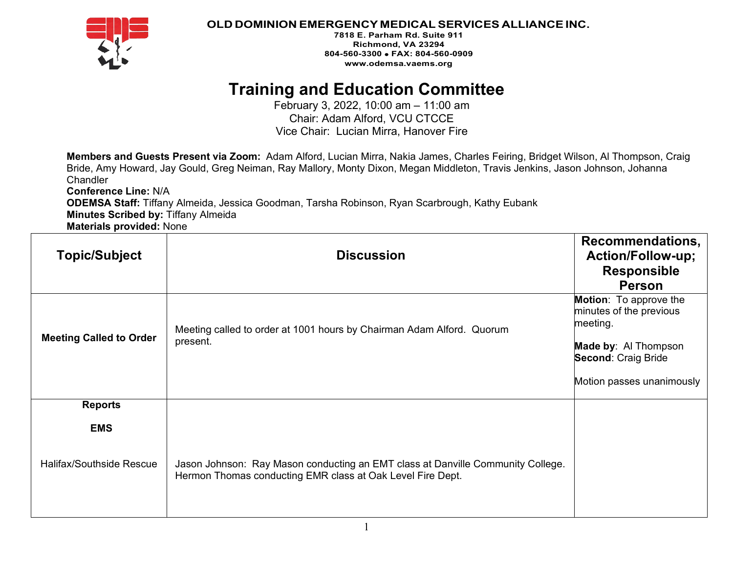**OLD DOMINION EMERGENCY MEDICAL SERVICES ALLIANCE INC.**
7818 E. Parham Rd. Suite 911
Richmond, VA 23294
804-560-3300 • FAX: 804-560-0909
www.odemsa.vaems.org

# Training and Education Committee

February 3, 2022, 10:00 am – 11:00 am
Chair: Adam Alford, VCU CTCCE
Vice Chair: Lucian Mirra, Hanover Fire

**Members and Guests Present via Zoom:** Adam Alford, Lucian Mirra, Nakia James, Charles Feiring, Bridget Wilson, Al Thompson, Craig Bride, Amy Howard, Jay Gould, Greg Neiman, Ray Mallory, Monty Dixon, Megan Middleton, Travis Jenkins, Jason Johnson, Johanna Chandler
**Conference Line:** N/A
**ODEMSA Staff:** Tiffany Almeida, Jessica Goodman, Tarsha Robinson, Ryan Scarbrough, Kathy Eubank
**Minutes Scribed by:** Tiffany Almeida
**Materials provided:** None

| Topic/Subject | Discussion | Recommendations, Action/Follow-up; Responsible Person |
|---|---|---|
| **Meeting Called to Order** | Meeting called to order at 1001 hours by Chairman Adam Alford. Quorum present. | **Motion**: To approve the minutes of the previous meeting.<br><br>**Made by**: Al Thompson<br>**Second**: Craig Bride<br><br>Motion passes unanimously |
| **Reports**<br><br>**EMS**<br><br>Halifax/Southside Rescue | Jason Johnson: Ray Mason conducting an EMT class at Danville Community College. Hermon Thomas conducting EMR class at Oak Level Fire Dept. | |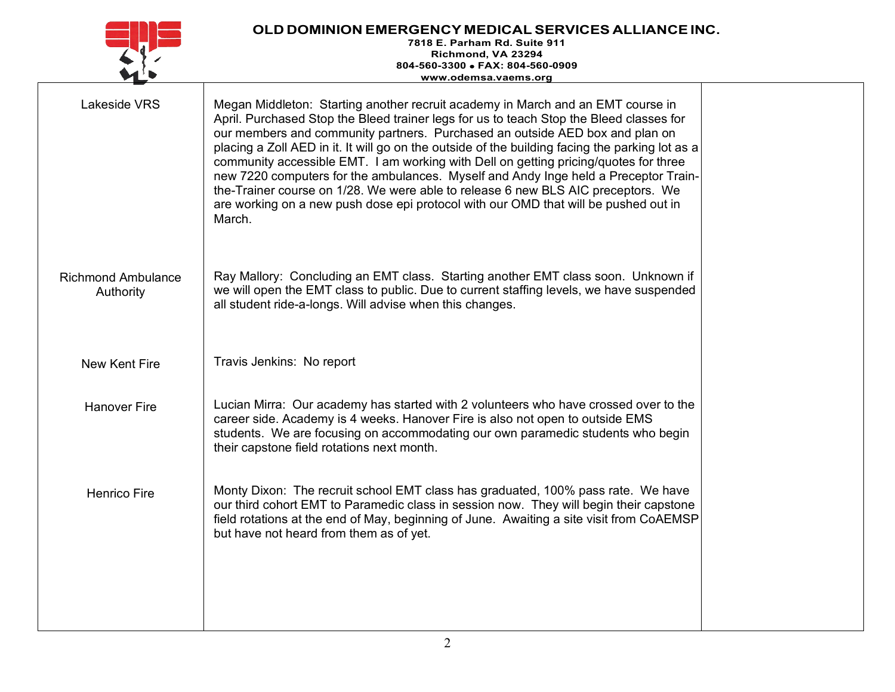**OLD DOMINION EMERGENCY MEDICAL SERVICES ALLIANCE INC.**
7818 E. Parham Rd. Suite 911
Richmond, VA 23294
804-560-3300 • FAX: 804-560-0909
www.odemsa.vaems.org

| | | |
|---|---|---|
| Lakeside VRS | Megan Middleton: Starting another recruit academy in March and an EMT course in April. Purchased Stop the Bleed trainer legs for us to teach Stop the Bleed classes for our members and community partners. Purchased an outside AED box and plan on placing a Zoll AED in it. It will go on the outside of the building facing the parking lot as a community accessible EMT. I am working with Dell on getting pricing/quotes for three new 7220 computers for the ambulances. Myself and Andy Inge held a Preceptor Train-the-Trainer course on 1/28. We were able to release 6 new BLS AIC preceptors. We are working on a new push dose epi protocol with our OMD that will be pushed out in March. | |
| Richmond Ambulance Authority | Ray Mallory: Concluding an EMT class. Starting another EMT class soon. Unknown if we will open the EMT class to public. Due to current staffing levels, we have suspended all student ride-a-longs. Will advise when this changes. | |
| New Kent Fire | Travis Jenkins: No report | |
| Hanover Fire | Lucian Mirra: Our academy has started with 2 volunteers who have crossed over to the career side. Academy is 4 weeks. Hanover Fire is also not open to outside EMS students. We are focusing on accommodating our own paramedic students who begin their capstone field rotations next month. | |
| Henrico Fire | Monty Dixon: The recruit school EMT class has graduated, 100% pass rate. We have our third cohort EMT to Paramedic class in session now. They will begin their capstone field rotations at the end of May, beginning of June. Awaiting a site visit from CoAEMSP but have not heard from them as of yet. | |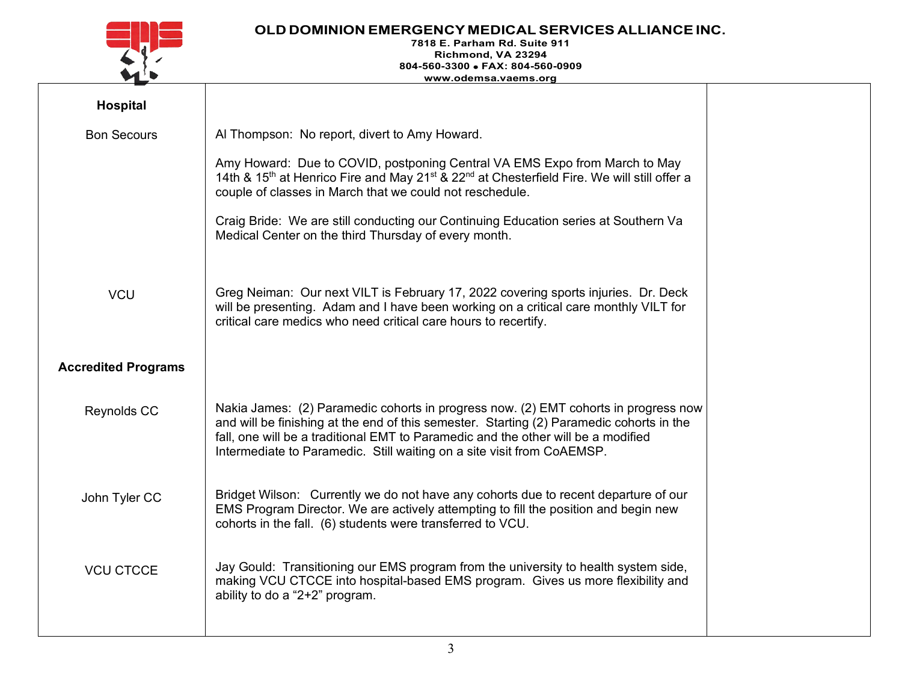**OLD DOMINION EMERGENCY MEDICAL SERVICES ALLIANCE INC.**
7818 E. Parham Rd. Suite 911
Richmond, VA 23294
804-560-3300 • FAX: 804-560-0909
www.odemsa.vaems.org

| | | |
|---|---|---|
| **Hospital** | | |
| Bon Secours | Al Thompson: No report, divert to Amy Howard.<br><br>Amy Howard: Due to COVID, postponing Central VA EMS Expo from March to May 14th & 15th at Henrico Fire and May 21st & 22nd at Chesterfield Fire. We will still offer a couple of classes in March that we could not reschedule.<br><br>Craig Bride: We are still conducting our Continuing Education series at Southern Va Medical Center on the third Thursday of every month. | |
| VCU | Greg Neiman: Our next VILT is February 17, 2022 covering sports injuries. Dr. Deck will be presenting. Adam and I have been working on a critical care monthly VILT for critical care medics who need critical care hours to recertify. | |
| **Accredited Programs** | | |
| Reynolds CC | Nakia James: (2) Paramedic cohorts in progress now. (2) EMT cohorts in progress now and will be finishing at the end of this semester. Starting (2) Paramedic cohorts in the fall, one will be a traditional EMT to Paramedic and the other will be a modified Intermediate to Paramedic. Still waiting on a site visit from CoAEMSP. | |
| John Tyler CC | Bridget Wilson: Currently we do not have any cohorts due to recent departure of our EMS Program Director. We are actively attempting to fill the position and begin new cohorts in the fall. (6) students were transferred to VCU. | |
| VCU CTCCE | Jay Gould: Transitioning our EMS program from the university to health system side, making VCU CTCCE into hospital-based EMS program. Gives us more flexibility and ability to do a "2+2" program. | |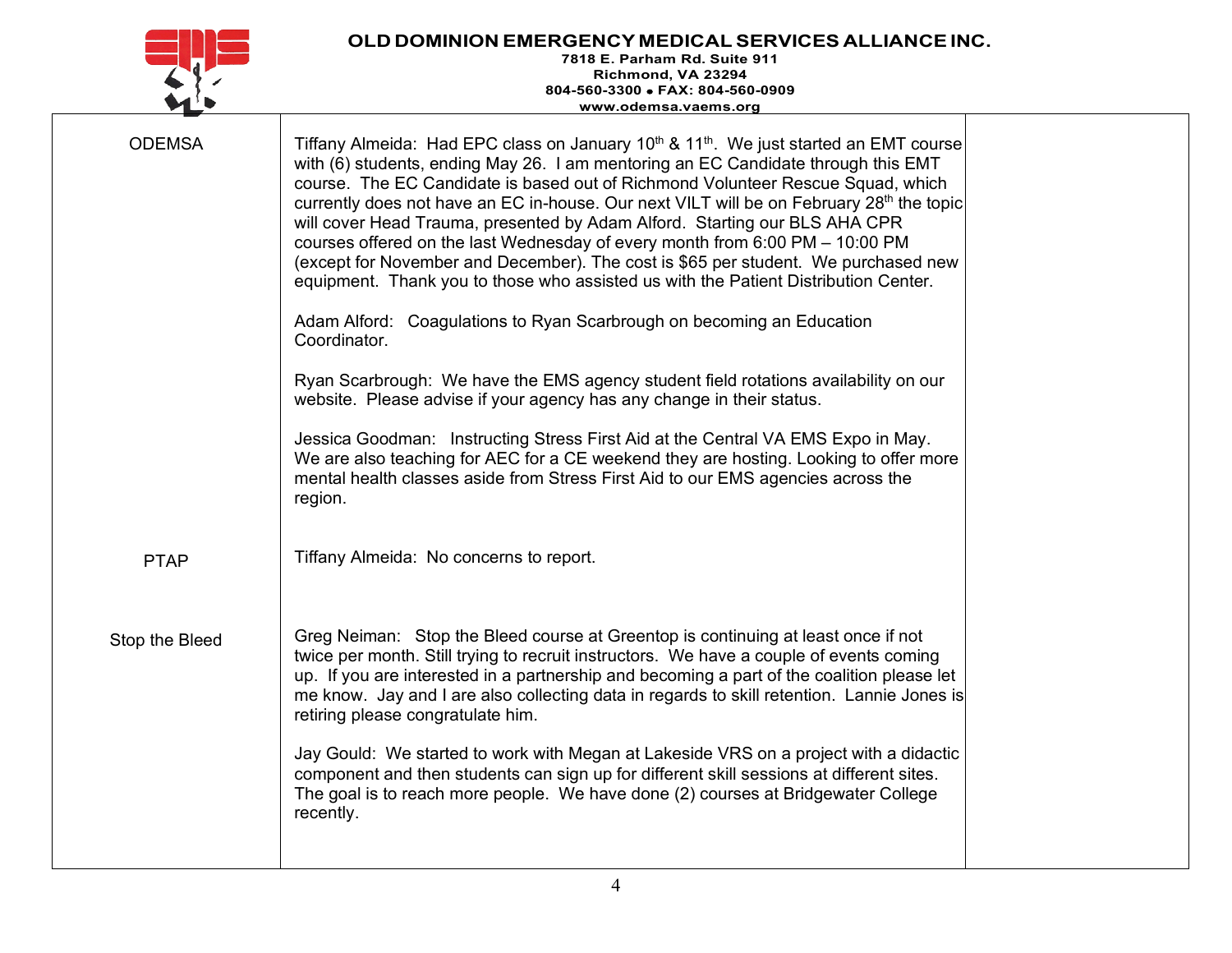| | | |
|---|---|---|
| ODEMSA | Tiffany Almeida: Had EPC class on January 10th & 11th. We just started an EMT course with (6) students, ending May 26. I am mentoring an EC Candidate through this EMT course. The EC Candidate is based out of Richmond Volunteer Rescue Squad, which currently does not have an EC in-house. Our next VILT will be on February 28th the topic will cover Head Trauma, presented by Adam Alford. Starting our BLS AHA CPR courses offered on the last Wednesday of every month from 6:00 PM – 10:00 PM (except for November and December). The cost is $65 per student. We purchased new equipment. Thank you to those who assisted us with the Patient Distribution Center.<br><br>Adam Alford: Coagulations to Ryan Scarbrough on becoming an Education Coordinator.<br><br>Ryan Scarbrough: We have the EMS agency student field rotations availability on our website. Please advise if your agency has any change in their status.<br><br>Jessica Goodman: Instructing Stress First Aid at the Central VA EMS Expo in May. We are also teaching for AEC for a CE weekend they are hosting. Looking to offer more mental health classes aside from Stress First Aid to our EMS agencies across the region. | |
| PTAP | Tiffany Almeida: No concerns to report. | |
| Stop the Bleed | Greg Neiman: Stop the Bleed course at Greentop is continuing at least once if not twice per month. Still trying to recruit instructors. We have a couple of events coming up. If you are interested in a partnership and becoming a part of the coalition please let me know. Jay and I are also collecting data in regards to skill retention. Lannie Jones is retiring please congratulate him.<br><br>Jay Gould: We started to work with Megan at Lakeside VRS on a project with a didactic component and then students can sign up for different skill sessions at different sites. The goal is to reach more people. We have done (2) courses at Bridgewater College recently. | |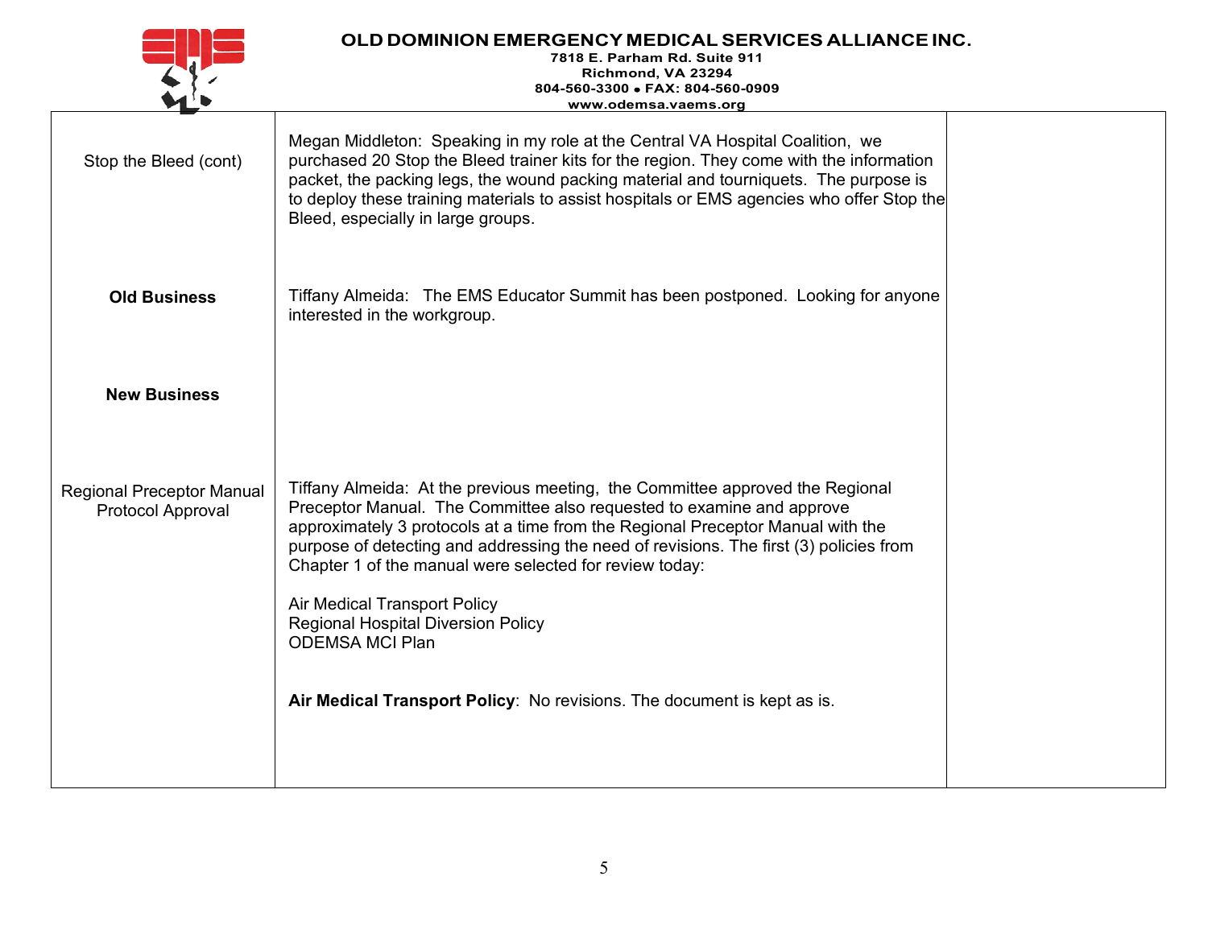**OLD DOMINION EMERGENCY MEDICAL SERVICES ALLIANCE INC.**
7818 E. Parham Rd. Suite 911
Richmond, VA 23294
804-560-3300 • FAX: 804-560-0909
www.odemsa.vaems.org

| | | |
|---|---|---|
| Stop the Bleed (cont) | Megan Middleton: Speaking in my role at the Central VA Hospital Coalition, we purchased 20 Stop the Bleed trainer kits for the region. They come with the information packet, the packing legs, the wound packing material and tourniquets. The purpose is to deploy these training materials to assist hospitals or EMS agencies who offer Stop the Bleed, especially in large groups. | |
| **Old Business** | Tiffany Almeida: The EMS Educator Summit has been postponed. Looking for anyone interested in the workgroup. | |
| **New Business** | | |
| Regional Preceptor Manual Protocol Approval | Tiffany Almeida: At the previous meeting, the Committee approved the Regional Preceptor Manual. The Committee also requested to examine and approve approximately 3 protocols at a time from the Regional Preceptor Manual with the purpose of detecting and addressing the need of revisions. The first (3) policies from Chapter 1 of the manual were selected for review today:<br><br>Air Medical Transport Policy<br>Regional Hospital Diversion Policy<br>ODEMSA MCI Plan<br><br>**Air Medical Transport Policy**: No revisions. The document is kept as is. | |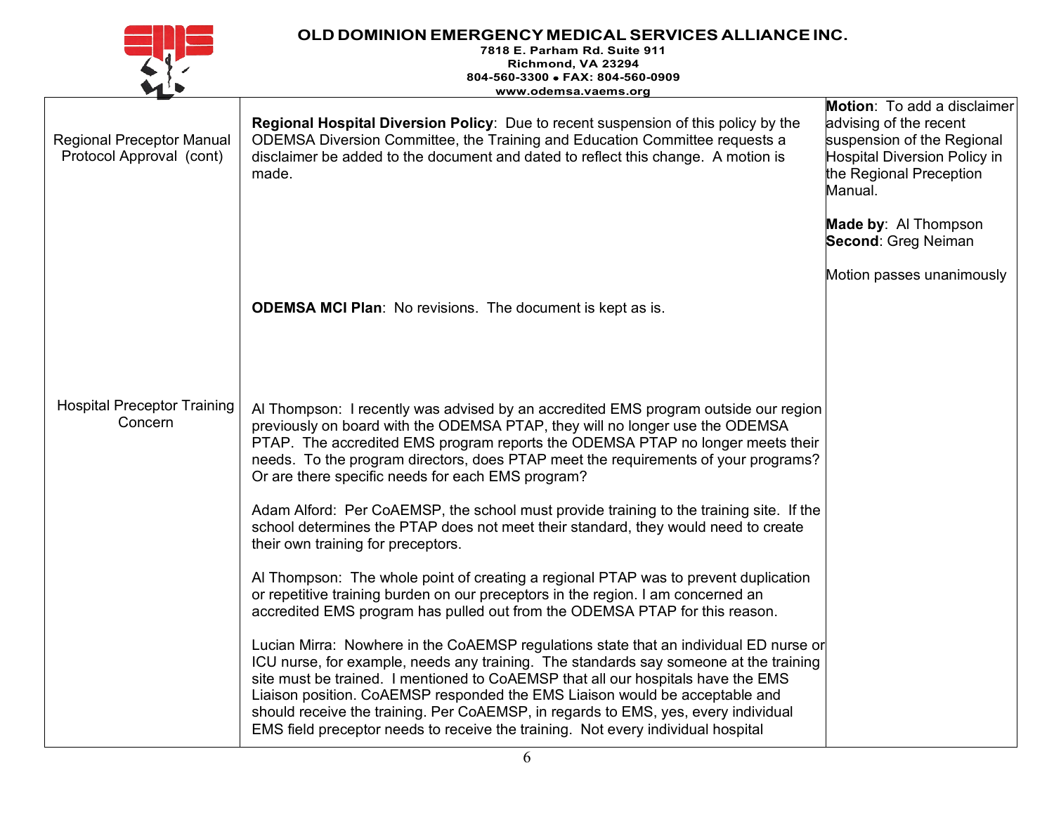| | | |
|---|---|---|
| Regional Preceptor Manual Protocol Approval (cont) | **Regional Hospital Diversion Policy**: Due to recent suspension of this policy by the ODEMSA Diversion Committee, the Training and Education Committee requests a disclaimer be added to the document and dated to reflect this change. A motion is made.<br><br>**ODEMSA MCI Plan**: No revisions. The document is kept as is. | **Motion**: To add a disclaimer advising of the recent suspension of the Regional Hospital Diversion Policy in the Regional Preception Manual.<br><br>**Made by**: Al Thompson<br>**Second**: Greg Neiman<br><br>Motion passes unanimously |
| Hospital Preceptor Training Concern | Al Thompson: I recently was advised by an accredited EMS program outside our region previously on board with the ODEMSA PTAP, they will no longer use the ODEMSA PTAP. The accredited EMS program reports the ODEMSA PTAP no longer meets their needs. To the program directors, does PTAP meet the requirements of your programs? Or are there specific needs for each EMS program?<br><br>Adam Alford: Per CoAEMSP, the school must provide training to the training site. If the school determines the PTAP does not meet their standard, they would need to create their own training for preceptors.<br><br>Al Thompson: The whole point of creating a regional PTAP was to prevent duplication or repetitive training burden on our preceptors in the region. I am concerned an accredited EMS program has pulled out from the ODEMSA PTAP for this reason.<br><br>Lucian Mirra: Nowhere in the CoAEMSP regulations state that an individual ED nurse or ICU nurse, for example, needs any training. The standards say someone at the training site must be trained. I mentioned to CoAEMSP that all our hospitals have the EMS Liaison position. CoAEMSP responded the EMS Liaison would be acceptable and should receive the training. Per CoAEMSP, in regards to EMS, yes, every individual EMS field preceptor needs to receive the training. Not every individual hospital | |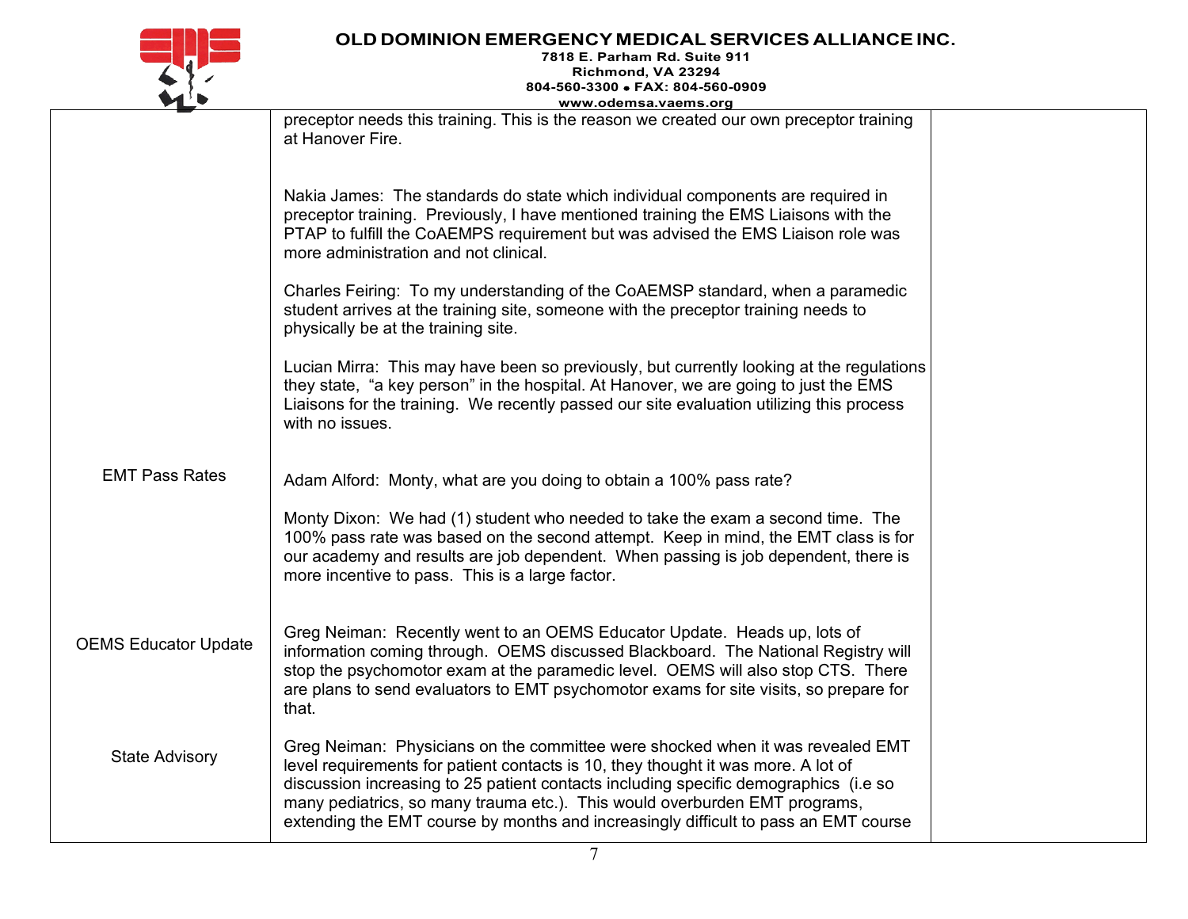| | | |
|---|---|---|
| | preceptor needs this training. This is the reason we created our own preceptor training at Hanover Fire.<br><br>Nakia James: The standards do state which individual components are required in preceptor training. Previously, I have mentioned training the EMS Liaisons with the PTAP to fulfill the CoAEMPS requirement but was advised the EMS Liaison role was more administration and not clinical.<br><br>Charles Feiring: To my understanding of the CoAEMSP standard, when a paramedic student arrives at the training site, someone with the preceptor training needs to physically be at the training site.<br><br>Lucian Mirra: This may have been so previously, but currently looking at the regulations they state, "a key person" in the hospital. At Hanover, we are going to just the EMS Liaisons for the training. We recently passed our site evaluation utilizing this process with no issues. | |
| EMT Pass Rates | Adam Alford: Monty, what are you doing to obtain a 100% pass rate?<br><br>Monty Dixon: We had (1) student who needed to take the exam a second time. The 100% pass rate was based on the second attempt. Keep in mind, the EMT class is for our academy and results are job dependent. When passing is job dependent, there is more incentive to pass. This is a large factor. | |
| OEMS Educator Update | Greg Neiman: Recently went to an OEMS Educator Update. Heads up, lots of information coming through. OEMS discussed Blackboard. The National Registry will stop the psychomotor exam at the paramedic level. OEMS will also stop CTS. There are plans to send evaluators to EMT psychomotor exams for site visits, so prepare for that. | |
| State Advisory | Greg Neiman: Physicians on the committee were shocked when it was revealed EMT level requirements for patient contacts is 10, they thought it was more. A lot of discussion increasing to 25 patient contacts including specific demographics (i.e so many pediatrics, so many trauma etc.). This would overburden EMT programs, extending the EMT course by months and increasingly difficult to pass an EMT course | |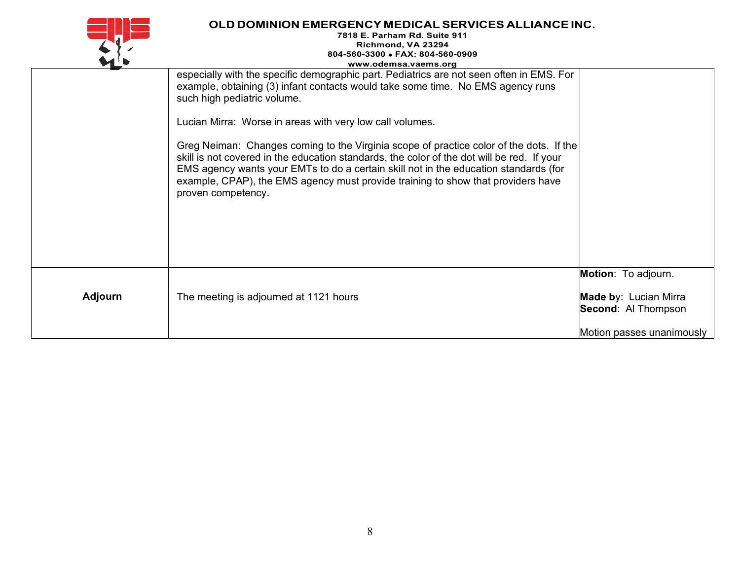| | | |
|---|---|---|
| | especially with the specific demographic part. Pediatrics are not seen often in EMS. For example, obtaining (3) infant contacts would take some time. No EMS agency runs such high pediatric volume.<br><br>Lucian Mirra: Worse in areas with very low call volumes.<br><br>Greg Neiman: Changes coming to the Virginia scope of practice color of the dots. If the skill is not covered in the education standards, the color of the dot will be red. If your EMS agency wants your EMTs to do a certain skill not in the education standards (for example, CPAP), the EMS agency must provide training to show that providers have proven competency. | |
| **Adjourn** | The meeting is adjourned at 1121 hours | **Motion**: To adjourn.<br><br>**Made by**: Lucian Mirra<br>**Second**: Al Thompson<br><br>Motion passes unanimously |